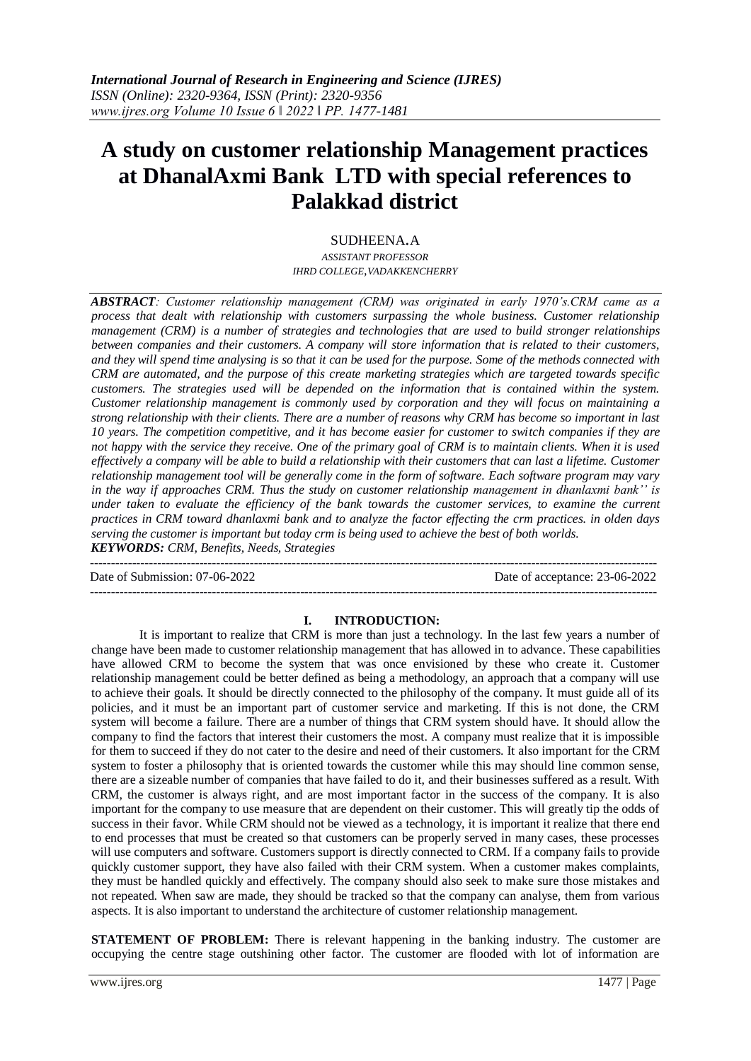# A study on customer relationship Management practices at DhanalAxmi Bank LTD with special references to Palakkad district

SUDHEENA.A

*ASSISTANT PROFESSOR*
*IHRD COLLEGE,VADAKKENCHERRY*

***ABSTRACT**: Customer relationship management (CRM) was originated in early 1970's.CRM came as a process that dealt with relationship with customers surpassing the whole business. Customer relationship management (CRM) is a number of strategies and technologies that are used to build stronger relationships between companies and their customers. A company will store information that is related to their customers, and they will spend time analysing is so that it can be used for the purpose. Some of the methods connected with CRM are automated, and the purpose of this create marketing strategies which are targeted towards specific customers. The strategies used will be depended on the information that is contained within the system. Customer relationship management is commonly used by corporation and they will focus on maintaining a strong relationship with their clients. There are a number of reasons why CRM has become so important in last 10 years. The competition competitive, and it has become easier for customer to switch companies if they are not happy with the service they receive. One of the primary goal of CRM is to maintain clients. When it is used effectively a company will be able to build a relationship with their customers that can last a lifetime. Customer relationship management tool will be generally come in the form of software. Each software program may vary in the way if approaches CRM. Thus the study on customer relationship management in dhanlaxmi bank'' is under taken to evaluate the efficiency of the bank towards the customer services, to examine the current practices in CRM toward dhanlaxmi bank and to analyze the factor effecting the crm practices. in olden days serving the customer is important but today crm is being used to achieve the best of both worlds.*

***KEYWORDS:** CRM, Benefits, Needs, Strategies*

---

Date of Submission: 07-06-2022 | Date of acceptance: 23-06-2022

---

## I. INTRODUCTION:

It is important to realize that CRM is more than just a technology. In the last few years a number of change have been made to customer relationship management that has allowed in to advance. These capabilities have allowed CRM to become the system that was once envisioned by these who create it. Customer relationship management could be better defined as being a methodology, an approach that a company will use to achieve their goals. It should be directly connected to the philosophy of the company. It must guide all of its policies, and it must be an important part of customer service and marketing. If this is not done, the CRM system will become a failure. There are a number of things that CRM system should have. It should allow the company to find the factors that interest their customers the most. A company must realize that it is impossible for them to succeed if they do not cater to the desire and need of their customers. It also important for the CRM system to foster a philosophy that is oriented towards the customer while this may should line common sense, there are a sizeable number of companies that have failed to do it, and their businesses suffered as a result. With CRM, the customer is always right, and are most important factor in the success of the company. It is also important for the company to use measure that are dependent on their customer. This will greatly tip the odds of success in their favor. While CRM should not be viewed as a technology, it is important it realize that there end to end processes that must be created so that customers can be properly served in many cases, these processes will use computers and software. Customers support is directly connected to CRM. If a company fails to provide quickly customer support, they have also failed with their CRM system. When a customer makes complaints, they must be handled quickly and effectively. The company should also seek to make sure those mistakes and not repeated. When saw are made, they should be tracked so that the company can analyse, them from various aspects. It is also important to understand the architecture of customer relationship management.

**STATEMENT OF PROBLEM:** There is relevant happening in the banking industry. The customer are occupying the centre stage outshining other factor. The customer are flooded with lot of information are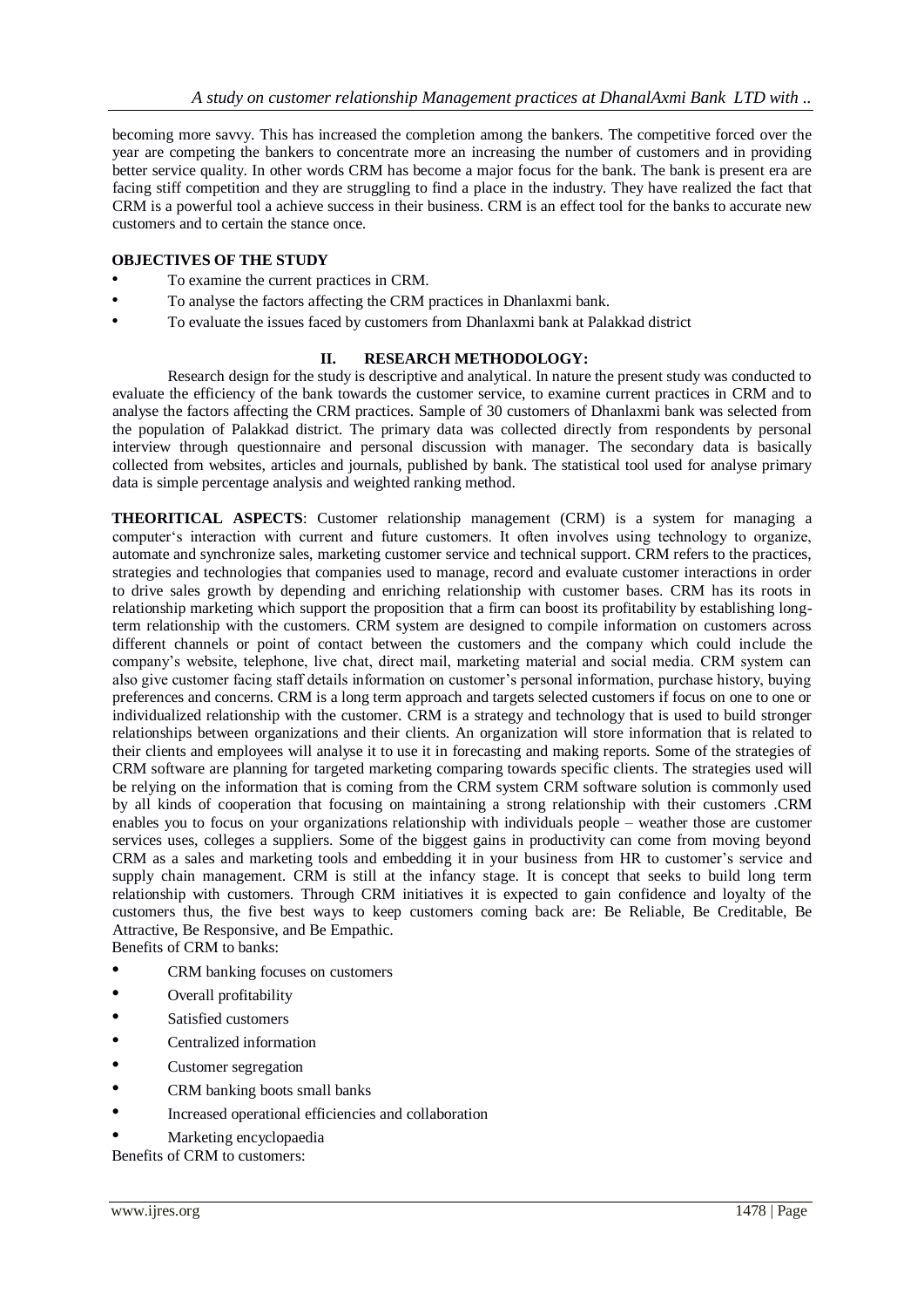becoming more savvy. This has increased the completion among the bankers. The competitive forced over the year are competing the bankers to concentrate more an increasing the number of customers and in providing better service quality. In other words CRM has become a major focus for the bank. The bank is present era are facing stiff competition and they are struggling to find a place in the industry. They have realized the fact that CRM is a powerful tool a achieve success in their business. CRM is an effect tool for the banks to accurate new customers and to certain the stance once.

**OBJECTIVES OF THE STUDY**

- To examine the current practices in CRM.
- To analyse the factors affecting the CRM practices in Dhanlaxmi bank.
- To evaluate the issues faced by customers from Dhanlaxmi bank at Palakkad district

## II. RESEARCH METHODOLOGY:

Research design for the study is descriptive and analytical. In nature the present study was conducted to evaluate the efficiency of the bank towards the customer service, to examine current practices in CRM and to analyse the factors affecting the CRM practices. Sample of 30 customers of Dhanlaxmi bank was selected from the population of Palakkad district. The primary data was collected directly from respondents by personal interview through questionnaire and personal discussion with manager. The secondary data is basically collected from websites, articles and journals, published by bank. The statistical tool used for analyse primary data is simple percentage analysis and weighted ranking method.

**THEORITICAL ASPECTS**: Customer relationship management (CRM) is a system for managing a computer's interaction with current and future customers. It often involves using technology to organize, automate and synchronize sales, marketing customer service and technical support. CRM refers to the practices, strategies and technologies that companies used to manage, record and evaluate customer interactions in order to drive sales growth by depending and enriching relationship with customer bases. CRM has its roots in relationship marketing which support the proposition that a firm can boost its profitability by establishing long-term relationship with the customers. CRM system are designed to compile information on customers across different channels or point of contact between the customers and the company which could include the company's website, telephone, live chat, direct mail, marketing material and social media. CRM system can also give customer facing staff details information on customer's personal information, purchase history, buying preferences and concerns. CRM is a long term approach and targets selected customers if focus on one to one or individualized relationship with the customer. CRM is a strategy and technology that is used to build stronger relationships between organizations and their clients. An organization will store information that is related to their clients and employees will analyse it to use it in forecasting and making reports. Some of the strategies of CRM software are planning for targeted marketing comparing towards specific clients. The strategies used will be relying on the information that is coming from the CRM system CRM software solution is commonly used by all kinds of cooperation that focusing on maintaining a strong relationship with their customers .CRM enables you to focus on your organizations relationship with individuals people – weather those are customer services uses, colleges a suppliers. Some of the biggest gains in productivity can come from moving beyond CRM as a sales and marketing tools and embedding it in your business from HR to customer's service and supply chain management. CRM is still at the infancy stage. It is concept that seeks to build long term relationship with customers. Through CRM initiatives it is expected to gain confidence and loyalty of the customers thus, the five best ways to keep customers coming back are: Be Reliable, Be Creditable, Be Attractive, Be Responsive, and Be Empathic.

Benefits of CRM to banks:

- CRM banking focuses on customers
- Overall profitability
- Satisfied customers
- Centralized information
- Customer segregation
- CRM banking boots small banks
- Increased operational efficiencies and collaboration
- Marketing encyclopaedia

Benefits of CRM to customers: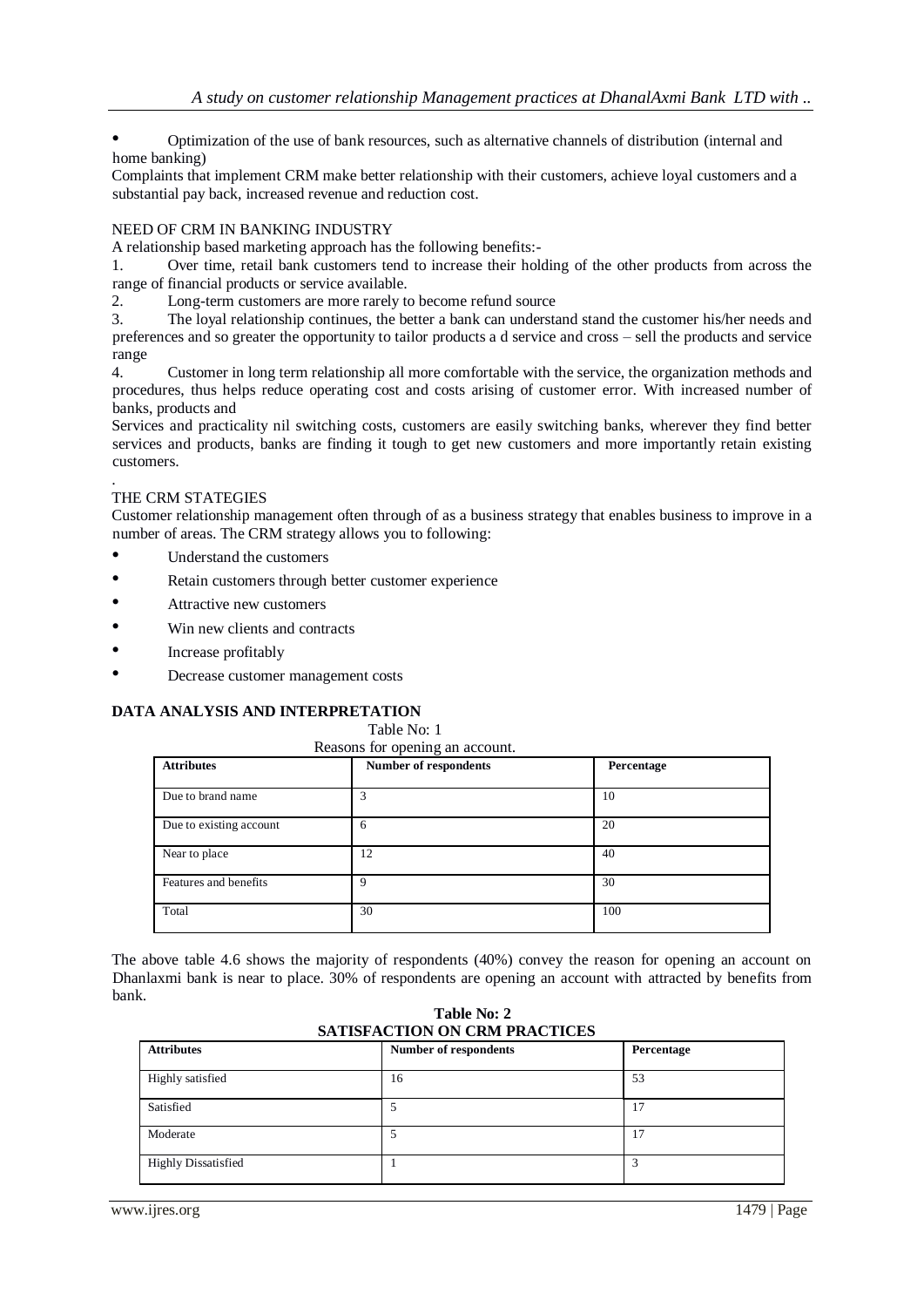- Optimization of the use of bank resources, such as alternative channels of distribution (internal and home banking)

Complaints that implement CRM make better relationship with their customers, achieve loyal customers and a substantial pay back, increased revenue and reduction cost.

NEED OF CRM IN BANKING INDUSTRY

A relationship based marketing approach has the following benefits:-

1. Over time, retail bank customers tend to increase their holding of the other products from across the range of financial products or service available.
2. Long-term customers are more rarely to become refund source
3. The loyal relationship continues, the better a bank can understand stand the customer his/her needs and preferences and so greater the opportunity to tailor products a d service and cross – sell the products and service range
4. Customer in long term relationship all more comfortable with the service, the organization methods and procedures, thus helps reduce operating cost and costs arising of customer error. With increased number of banks, products and

Services and practicality nil switching costs, customers are easily switching banks, wherever they find better services and products, banks are finding it tough to get new customers and more importantly retain existing customers.

.

THE CRM STATEGIES

Customer relationship management often through of as a business strategy that enables business to improve in a number of areas. The CRM strategy allows you to following:

- Understand the customers
- Retain customers through better customer experience
- Attractive new customers
- Win new clients and contracts
- Increase profitably
- Decrease customer management costs

**DATA ANALYSIS AND INTERPRETATION**

Table No: 1

Reasons for opening an account.

| **Attributes** | **Number of respondents** | **Percentage** |
|---|---|---|
| Due to brand name | 3 | 10 |
| Due to existing account | 6 | 20 |
| Near to place | 12 | 40 |
| Features and benefits | 9 | 30 |
| Total | 30 | 100 |

The above table 4.6 shows the majority of respondents (40%) convey the reason for opening an account on Dhanlaxmi bank is near to place. 30% of respondents are opening an account with attracted by benefits from bank.

**Table No: 2**

**SATISFACTION ON CRM PRACTICES**

| **Attributes** | **Number of respondents** | **Percentage** |
|---|---|---|
| Highly satisfied | 16 | 53 |
| Satisfied | 5 | 17 |
| Moderate | 5 | 17 |
| Highly Dissatisfied | 1 | 3 |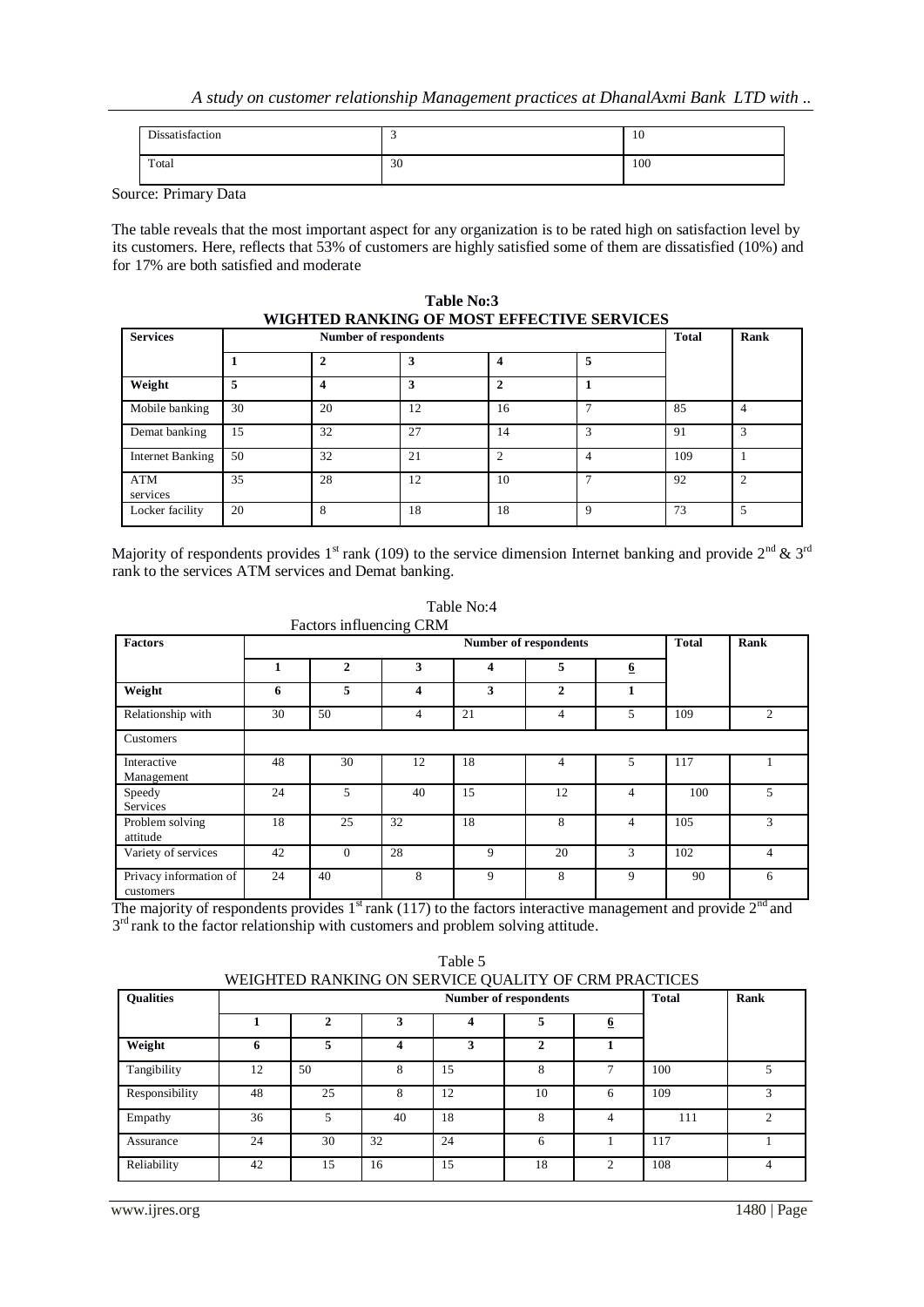| Dissatisfaction | 3 | 10 |
|---|---|---|
| Total | 30 | 100 |

Source: Primary Data

The table reveals that the most important aspect for any organization is to be rated high on satisfaction level by its customers. Here, reflects that 53% of customers are highly satisfied some of them are dissatisfied (10%) and for 17% are both satisfied and moderate

**Table No:3**
**WIGHTED RANKING OF MOST EFFECTIVE SERVICES**

| Services | Number of respondents | | | | | Total | Rank |
|---|---|---|---|---|---|---|---|
| | 1 | 2 | 3 | 4 | 5 | | |
| **Weight** | **5** | **4** | **3** | **2** | **1** | | |
| Mobile banking | 30 | 20 | 12 | 16 | 7 | 85 | 4 |
| Demat banking | 15 | 32 | 27 | 14 | 3 | 91 | 3 |
| Internet Banking | 50 | 32 | 21 | 2 | 4 | 109 | 1 |
| ATM services | 35 | 28 | 12 | 10 | 7 | 92 | 2 |
| Locker facility | 20 | 8 | 18 | 18 | 9 | 73 | 5 |

Majority of respondents provides 1st rank (109) to the service dimension Internet banking and provide 2nd & 3rd rank to the services ATM services and Demat banking.

Table No:4
Factors influencing CRM

| Factors | Number of respondents | | | | | | Total | Rank |
|---|---|---|---|---|---|---|---|---|
| | 1 | 2 | 3 | 4 | 5 | 6 | | |
| **Weight** | **6** | **5** | **4** | **3** | **2** | **1** | | |
| Relationship with Customers | 30 | 50 | 4 | 21 | 4 | 5 | 109 | 2 |
| Interactive Management | 48 | 30 | 12 | 18 | 4 | 5 | 117 | 1 |
| Speedy Services | 24 | 5 | 40 | 15 | 12 | 4 | 100 | 5 |
| Problem solving attitude | 18 | 25 | 32 | 18 | 8 | 4 | 105 | 3 |
| Variety of services | 42 | 0 | 28 | 9 | 20 | 3 | 102 | 4 |
| Privacy information of customers | 24 | 40 | 8 | 9 | 8 | 9 | 90 | 6 |

The majority of respondents provides 1st rank (117) to the factors interactive management and provide 2nd and 3rd rank to the factor relationship with customers and problem solving attitude.

Table 5
WEIGHTED RANKING ON SERVICE QUALITY OF CRM PRACTICES

| Qualities | Number of respondents | | | | | | Total | Rank |
|---|---|---|---|---|---|---|---|---|
| | 1 | 2 | 3 | 4 | 5 | 6 | | |
| **Weight** | **6** | **5** | **4** | **3** | **2** | **1** | | |
| Tangibility | 12 | 50 | 8 | 15 | 8 | 7 | 100 | 5 |
| Responsibility | 48 | 25 | 8 | 12 | 10 | 6 | 109 | 3 |
| Empathy | 36 | 5 | 40 | 18 | 8 | 4 | 111 | 2 |
| Assurance | 24 | 30 | 32 | 24 | 6 | 1 | 117 | 1 |
| Reliability | 42 | 15 | 16 | 15 | 18 | 2 | 108 | 4 |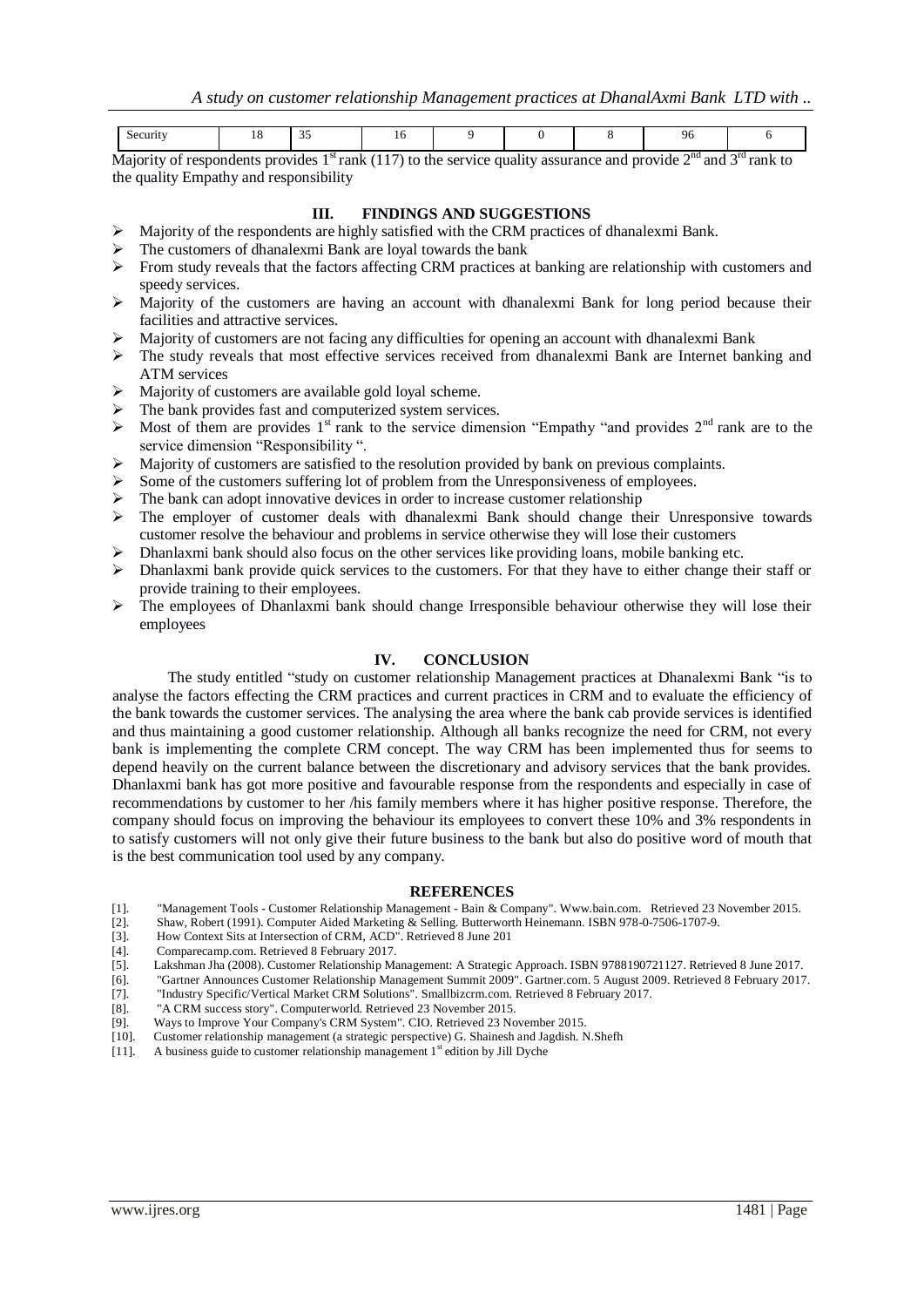| | | | | | | | | |
|---|---|---|---|---|---|---|---|---|
| Security | 18 | 35 | 16 | 9 | 0 | 8 | 96 | 6 |

Majority of respondents provides 1st rank (117) to the service quality assurance and provide 2nd and 3rd rank to the quality Empathy and responsibility

## III. FINDINGS AND SUGGESTIONS

- Majority of the respondents are highly satisfied with the CRM practices of dhanalexmi Bank.
- The customers of dhanalexmi Bank are loyal towards the bank
- From study reveals that the factors affecting CRM practices at banking are relationship with customers and speedy services.
- Majority of the customers are having an account with dhanalexmi Bank for long period because their facilities and attractive services.
- Majority of customers are not facing any difficulties for opening an account with dhanalexmi Bank
- The study reveals that most effective services received from dhanalexmi Bank are Internet banking and ATM services
- Majority of customers are available gold loyal scheme.
- The bank provides fast and computerized system services.
- Most of them are provides 1st rank to the service dimension "Empathy "and provides 2nd rank are to the service dimension "Responsibility ".
- Majority of customers are satisfied to the resolution provided by bank on previous complaints.
- Some of the customers suffering lot of problem from the Unresponsiveness of employees.
- The bank can adopt innovative devices in order to increase customer relationship
- The employer of customer deals with dhanalexmi Bank should change their Unresponsive towards customer resolve the behaviour and problems in service otherwise they will lose their customers
- Dhanlaxmi bank should also focus on the other services like providing loans, mobile banking etc.
- Dhanlaxmi bank provide quick services to the customers. For that they have to either change their staff or provide training to their employees.
- The employees of Dhanlaxmi bank should change Irresponsible behaviour otherwise they will lose their employees

## IV. CONCLUSION

The study entitled "study on customer relationship Management practices at Dhanalexmi Bank "is to analyse the factors effecting the CRM practices and current practices in CRM and to evaluate the efficiency of the bank towards the customer services. The analysing the area where the bank cab provide services is identified and thus maintaining a good customer relationship. Although all banks recognize the need for CRM, not every bank is implementing the complete CRM concept. The way CRM has been implemented thus for seems to depend heavily on the current balance between the discretionary and advisory services that the bank provides. Dhanlaxmi bank has got more positive and favourable response from the respondents and especially in case of recommendations by customer to her /his family members where it has higher positive response. Therefore, the company should focus on improving the behaviour its employees to convert these 10% and 3% respondents in to satisfy customers will not only give their future business to the bank but also do positive word of mouth that is the best communication tool used by any company.

## REFERENCES

[1]. "Management Tools - Customer Relationship Management - Bain & Company". Www.bain.com. Retrieved 23 November 2015.
[2]. Shaw, Robert (1991). Computer Aided Marketing & Selling. Butterworth Heinemann. ISBN 978-0-7506-1707-9.
[3]. How Context Sits at Intersection of CRM, ACD". Retrieved 8 June 201
[4]. Comparecamp.com. Retrieved 8 February 2017.
[5]. Lakshman Jha (2008). Customer Relationship Management: A Strategic Approach. ISBN 9788190721127. Retrieved 8 June 2017.
[6]. "Gartner Announces Customer Relationship Management Summit 2009". Gartner.com. 5 August 2009. Retrieved 8 February 2017.
[7]. "Industry Specific/Vertical Market CRM Solutions". Smallbizcrm.com. Retrieved 8 February 2017.
[8]. "A CRM success story". Computerworld. Retrieved 23 November 2015.
[9]. Ways to Improve Your Company's CRM System". CIO. Retrieved 23 November 2015.
[10]. Customer relationship management (a strategic perspective) G. Shainesh and Jagdish. N.Shefh
[11]. A business guide to customer relationship management 1st edition by Jill Dyche